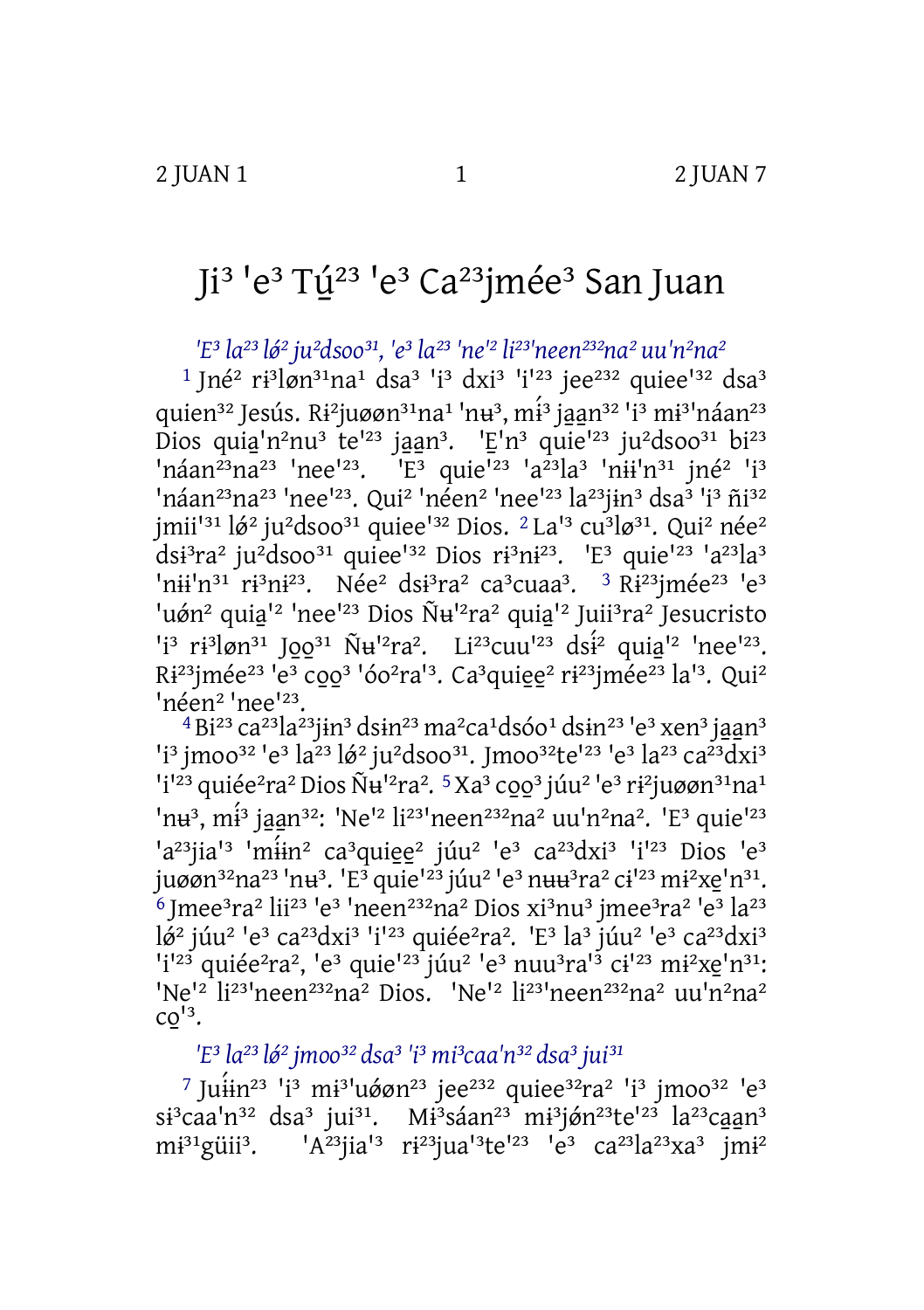# Ji$^{3}$ 'e$^{3}$ Tú̱$^{23}$ 'e$^{3}$ Ca$^{23}$jmée$^{3}$ San Juan

### *'E$^{3}$ la$^{23}$ lǿ$^{2}$ ju$^{2}$dsoo$^{31}$, 'e$^{3}$ la$^{23}$ 'ne'$^{2}$ li$^{23}$'neen$^{232}$na$^{2}$ uu'n$^{2}$na$^{2}$*

1 Jné$^{2}$ rɨ$^{3}$løn$^{31}$na$^{1}$ dsa$^{3}$ 'i$^{3}$ dxi$^{3}$ 'i'$^{23}$ jee$^{232}$ quiee'$^{32}$ dsa$^{3}$ quien$^{32}$ Jesús. Rɨ$^{2}$juøøn$^{31}$na$^{1}$ 'nʉ$^{3}$, mɨ́$^{3}$ ja̱a̱n$^{32}$ 'i$^{3}$ mɨ$^{3}$'náan$^{23}$ Dios quia̱'n$^{2}$nu$^{3}$ te'$^{23}$ ja̱a̱n$^{3}$. 'E̱'n$^{3}$ quie'$^{23}$ ju$^{2}$dsoo$^{31}$ bi$^{23}$ 'náan$^{23}$na$^{23}$ 'nee'$^{23}$. 'E$^{3}$ quie'$^{23}$ 'a$^{23}$la$^{3}$ 'nɨɨ'n$^{31}$ jné$^{2}$ 'i$^{3}$ 'náan$^{23}$na$^{23}$ 'nee'$^{23}$. Qui$^{2}$ 'néen$^{2}$ 'nee'$^{23}$ la$^{23}$jɨn$^{3}$ dsa$^{3}$ 'i$^{3}$ ñi$^{32}$ jmii'$^{31}$ lǿ$^{2}$ ju$^{2}$dsoo$^{31}$ quiee'$^{32}$ Dios. 2 La'$^{3}$ cu$^{3}$lø$^{31}$. Qui$^{2}$ née$^{2}$ dsɨ$^{3}$ra$^{2}$ ju$^{2}$dsoo$^{31}$ quiee'$^{32}$ Dios rɨ$^{3}$nɨ$^{23}$. 'E$^{3}$ quie'$^{23}$ 'a$^{23}$la$^{3}$ 'nɨɨ'n$^{31}$ rɨ$^{3}$nɨ$^{23}$. Née$^{2}$ dsɨ$^{3}$ra$^{2}$ ca$^{3}$cuaa$^{3}$. 3 Rɨ$^{23}$jmée$^{23}$ 'e$^{3}$ 'uǿn$^{2}$ quia̱'$^{2}$ 'nee'$^{23}$ Dios Ñʉ'$^{2}$ra$^{2}$ quia̱'$^{2}$ Juii$^{3}$ra$^{2}$ Jesucristo 'i$^{3}$ rɨ$^{3}$løn$^{31}$ Jo̱o̱$^{31}$ Ñʉ'$^{2}$ra$^{2}$. Li$^{23}$cuu'$^{23}$ dsɨ́$^{2}$ quia̱'$^{2}$ 'nee'$^{23}$. Rɨ$^{23}$jmée$^{23}$ 'e$^{3}$ co̱o̱$^{3}$ 'óo$^{2}$ra'$^{3}$. Ca$^{3}$quie̱e̱$^{2}$ rɨ$^{23}$jmée$^{23}$ la'$^{3}$. Qui$^{2}$ 'néen$^{2}$ 'nee'$^{23}$.

4 Bi$^{23}$ ca$^{23}$la$^{23}$jɨn$^{3}$ dsɨn$^{23}$ ma$^{2}$ca$^{1}$dsóo$^{1}$ dsɨn$^{23}$ 'e$^{3}$ xen$^{3}$ ja̱a̱n$^{3}$ 'i$^{3}$ jmoo$^{32}$ 'e$^{3}$ la$^{23}$ lǿ$^{2}$ ju$^{2}$dsoo$^{31}$. Jmoo$^{32}$te'$^{23}$ 'e$^{3}$ la$^{23}$ ca$^{23}$dxi$^{3}$ 'i'$^{23}$ quiée$^{2}$ra$^{2}$ Dios Ñʉ'$^{2}$ra$^{2}$. 5 Xa$^{3}$ co̱o̱$^{3}$ júu$^{2}$ 'e$^{3}$ rɨ$^{2}$juøøn$^{31}$na$^{1}$ 'nʉ$^{3}$, mɨ́$^{3}$ ja̱a̱n$^{32}$: 'Ne'$^{2}$ li$^{23}$'neen$^{232}$na$^{2}$ uu'n$^{2}$na$^{2}$. 'E$^{3}$ quie'$^{23}$ 'a$^{23}$jia'$^{3}$ 'mɨ́ɨn$^{2}$ ca$^{3}$quie̱e̱$^{2}$ júu$^{2}$ 'e$^{3}$ ca$^{23}$dxi$^{3}$ 'i'$^{23}$ Dios 'e$^{3}$ juøøn$^{32}$na$^{23}$ 'nʉ$^{3}$. 'E$^{3}$ quie'$^{23}$ júu$^{2}$ 'e$^{3}$ nʉʉ$^{3}$ra$^{2}$ cɨ'$^{23}$ mɨ$^{2}$xe̱'n$^{31}$. 6 Jmee$^{3}$ra$^{2}$ lii$^{23}$ 'e$^{3}$ 'neen$^{232}$na$^{2}$ Dios xi$^{3}$nu$^{3}$ jmee$^{3}$ra$^{2}$ 'e$^{3}$ la$^{23}$ lǿ$^{2}$ júu$^{2}$ 'e$^{3}$ ca$^{23}$dxi$^{3}$ 'i'$^{23}$ quiée$^{2}$ra$^{2}$. 'E$^{3}$ la$^{3}$ júu$^{2}$ 'e$^{3}$ ca$^{23}$dxi$^{3}$ 'i'$^{23}$ quiée$^{2}$ra$^{2}$, 'e$^{3}$ quie'$^{23}$ júu$^{2}$ 'e$^{3}$ nuu$^{3}$ra'$^{3}$ cɨ'$^{23}$ mɨ$^{2}$xe̱'n$^{31}$: 'Ne'$^{2}$ li$^{23}$'neen$^{232}$na$^{2}$ Dios. 'Ne'$^{2}$ li$^{23}$'neen$^{232}$na$^{2}$ uu'n$^{2}$na$^{2}$ co̱'$^{3}$.

### *'E$^{3}$ la$^{23}$ lǿ$^{2}$ jmoo$^{32}$ dsa$^{3}$ 'i$^{3}$ mi$^{3}$caa'n$^{32}$ dsa$^{3}$ jui$^{31}$*

7 Juɨ́ɨn$^{23}$ 'i$^{3}$ mɨ$^{3}$'uøøn$^{23}$ jee$^{232}$ quiee$^{32}$ra$^{2}$ 'i$^{3}$ jmoo$^{32}$ 'e$^{3}$ sɨ$^{3}$caa'n$^{32}$ dsa$^{3}$ jui$^{31}$. Mɨ$^{3}$sáan$^{23}$ mɨ$^{3}$jǿn$^{23}$te'$^{23}$ la$^{23}$ca̱a̱n$^{3}$ mɨ$^{31}$güii$^{3}$. 'A$^{23}$jia'$^{3}$ rɨ$^{23}$jua'$^{3}$te'$^{23}$ 'e$^{3}$ ca$^{23}$la$^{23}$xa$^{3}$ jmɨ$^{2}$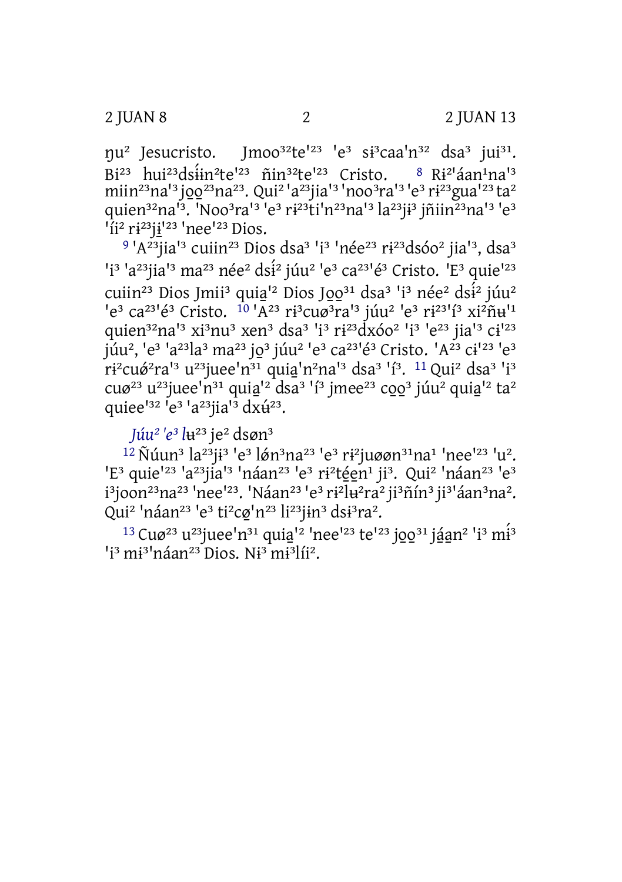ŋu$^{2}$ Jesucristo. Jmoo$^{32}$te'$^{23}$ 'e$^{3}$ si$^{3}$caa'n$^{32}$ dsa$^{3}$ jui$^{31}$. Bi$^{23}$ hui$^{23}$dsɨ́ɨn$^{2}$te'$^{23}$ ñin$^{32}$te'$^{23}$ Cristo. 8 Rɨ$^{2}$'áan$^{1}$na'$^{3}$ miin$^{23}$na'$^{3}$ jo̱o̱$^{23}$na$^{23}$. Qui$^{2}$ 'a$^{23}$jia'$^{3}$ 'noo$^{3}$ra'$^{3}$ 'e$^{3}$ rɨ$^{23}$gua'$^{23}$ ta$^{2}$ quien$^{32}$na'$^{3}$. 'Noo$^{3}$ra'$^{3}$ 'e$^{3}$ rɨ$^{23}$ti'n$^{23}$na'$^{3}$ la$^{23}$jɨ$^{3}$ jñiin$^{23}$na'$^{3}$ 'e$^{3}$ 'íi$^{2}$ rɨ$^{23}$jɨ̱'$^{23}$ 'nee'$^{23}$ Dios.

9 'A$^{23}$jia'$^{3}$ cuiin$^{23}$ Dios dsa$^{3}$ 'i$^{3}$ 'née$^{23}$ rɨ$^{23}$dsóo$^{2}$ jia'$^{3}$, dsa$^{3}$ 'i$^{3}$ 'a$^{23}$jia'$^{3}$ ma$^{23}$ née$^{2}$ dsɨ́$^{2}$ júu$^{2}$ 'e$^{3}$ ca$^{23}$'é$^{3}$ Cristo. 'E$^{3}$ quie'$^{23}$ cuiin$^{23}$ Dios Jmii$^{3}$ quia̱'$^{2}$ Dios Jo̱o̱$^{31}$ dsa$^{3}$ 'i$^{3}$ née$^{2}$ dsɨ́$^{2}$ júu$^{2}$ 'e$^{3}$ ca$^{23}$'é$^{3}$ Cristo. 10 'A$^{23}$ rɨ$^{3}$cuø$^{3}$ra'$^{3}$ júu$^{2}$ 'e$^{3}$ rɨ$^{23}$'í$^{3}$ xi$^{2}$ñʉ'$^{1}$ quien$^{32}$na'$^{3}$ xi$^{3}$nu$^{3}$ xen$^{3}$ dsa$^{3}$ 'i$^{3}$ rɨ$^{23}$dxóo$^{2}$ 'i$^{3}$ 'e$^{23}$ jia'$^{3}$ cɨ'$^{23}$ júu$^{2}$, 'e$^{3}$ 'a$^{23}$la$^{3}$ ma$^{23}$ jo̱$^{3}$ júu$^{2}$ 'e$^{3}$ ca$^{23}$'é$^{3}$ Cristo. 'A$^{23}$ cɨ'$^{23}$ 'e$^{3}$ rɨ$^{2}$cuǿ$^{2}$ra'$^{3}$ u$^{23}$juee'n$^{31}$ quia̱'n$^{2}$na'$^{3}$ dsa$^{3}$ 'í$^{3}$. 11 Qui$^{2}$ dsa$^{3}$ 'i$^{3}$ cuø$^{23}$ u$^{23}$juee'n$^{31}$ quia̱'$^{2}$ dsa$^{3}$ 'í$^{3}$ jmee$^{23}$ co̱o̱$^{3}$ júu$^{2}$ quia̱'$^{2}$ ta$^{2}$ quiee'$^{32}$ 'e$^{3}$ 'a$^{23}$jia'$^{3}$ dxʉ́$^{23}$.

*Júu$^{2}$ 'e$^{3}$ lʉ$^{23}$* je$^{2}$ dsøn$^{3}$

12 Ñúun$^{3}$ la$^{23}$jɨ$^{3}$ 'e$^{3}$ lǿn$^{3}$na$^{23}$ 'e$^{3}$ rɨ$^{2}$juøøn$^{31}$na$^{1}$ 'nee'$^{23}$ 'u$^{2}$. 'E$^{3}$ quie'$^{23}$ 'a$^{23}$jia'$^{3}$ 'náan$^{23}$ 'e$^{3}$ rɨ$^{2}$té̱e̱n$^{1}$ ji$^{3}$. Qui$^{2}$ 'náan$^{23}$ 'e$^{3}$ i$^{3}$joon$^{23}$na$^{23}$ 'nee'$^{23}$. 'Náan$^{23}$ 'e$^{3}$ rɨ$^{2}$lʉ$^{2}$ra$^{2}$ ji$^{3}$ñín$^{3}$ ji$^{3}$'áan$^{3}$na$^{2}$. Qui$^{2}$ 'náan$^{23}$ 'e$^{3}$ ti$^{2}$cø̱'n$^{23}$ li$^{23}$jɨn$^{3}$ dsɨ$^{3}$ra$^{2}$.

13 Cuø$^{23}$ u$^{23}$juee'n$^{31}$ quia̱'$^{2}$ 'nee'$^{23}$ te'$^{23}$ jo̱o̱$^{31}$ já̱a̱n$^{2}$ 'i$^{3}$ mɨ́$^{3}$ 'i$^{3}$ mɨ$^{3}$'náan$^{23}$ Dios. Nɨ$^{3}$ mɨ$^{3}$líi$^{2}$.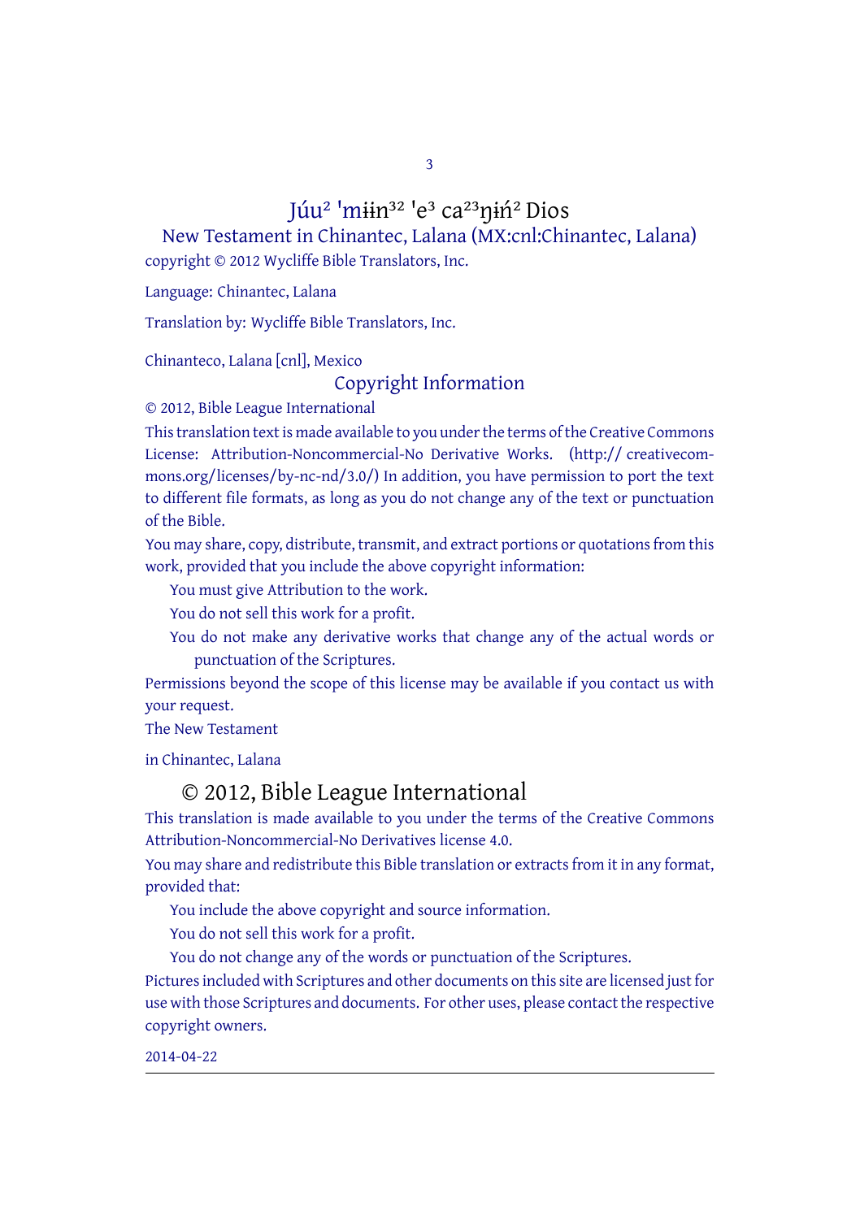# Júu$^{2}$ 'mɨɨn$^{32}$ 'e$^{3}$ ca$^{23}$ŋɨ́n$^{2}$ Dios

## New Testament in Chinantec, Lalana (MX:cnl:Chinantec, Lalana)

copyright © 2012 Wycliffe Bible Translators, Inc.

Language: Chinantec, Lalana

Translation by: Wycliffe Bible Translators, Inc.

Chinanteco, Lalana [cnl], Mexico

## Copyright Information

© 2012, Bible League International

This translation text is made available to you under the terms of the Creative Commons License: Attribution-Noncommercial-No Derivative Works. (http:// creativecommons.org/licenses/by-nc-nd/3.0/) In addition, you have permission to port the text to different file formats, as long as you do not change any of the text or punctuation of the Bible.

You may share, copy, distribute, transmit, and extract portions or quotations from this work, provided that you include the above copyright information:

- You must give Attribution to the work.
- You do not sell this work for a profit.
- You do not make any derivative works that change any of the actual words or punctuation of the Scriptures.

Permissions beyond the scope of this license may be available if you contact us with your request.

The New Testament

in Chinantec, Lalana

## © 2012, Bible League International

This translation is made available to you under the terms of the Creative Commons Attribution-Noncommercial-No Derivatives license 4.0.

You may share and redistribute this Bible translation or extracts from it in any format, provided that:

- You include the above copyright and source information.
- You do not sell this work for a profit.
- You do not change any of the words or punctuation of the Scriptures.

Pictures included with Scriptures and other documents on this site are licensed just for use with those Scriptures and documents. For other uses, please contact the respective copyright owners.

2014-04-22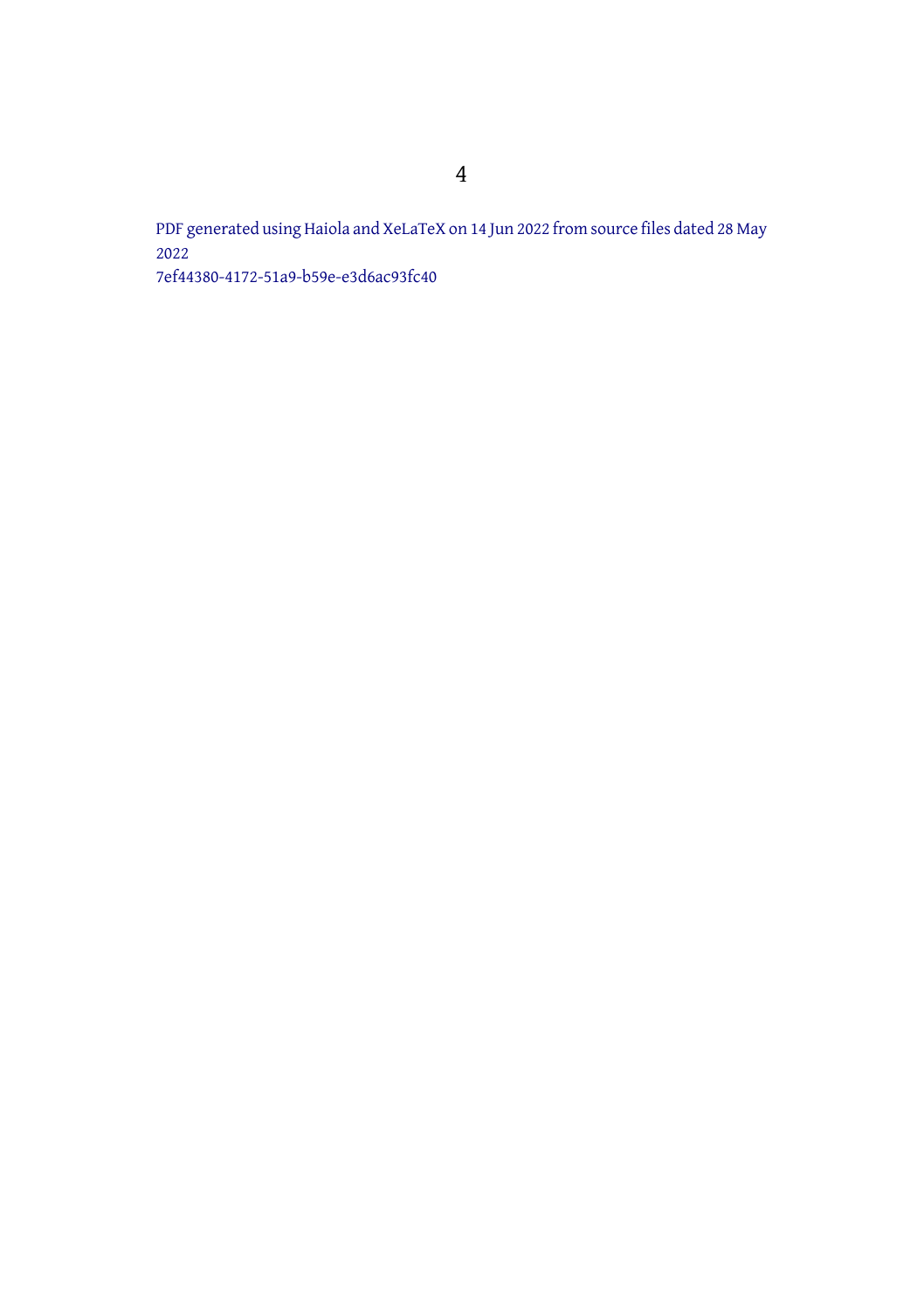PDF generated using Haiola and XeLaTeX on 14 Jun 2022 from source files dated 28 May 2022
7ef44380-4172-51a9-b59e-e3d6ac93fc40